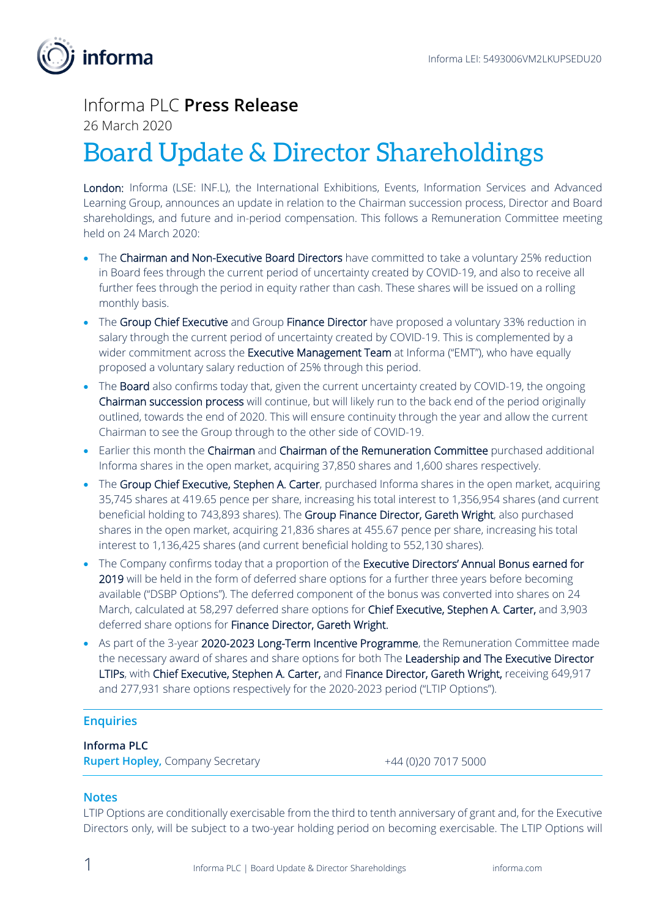Informa LEI: 5493006VM2LKUPSEDU20

Informa PLC **Press Release**

26 March 2020

# Board Update & Director Shareholdings

London: Informa (LSE: INF.L), the International Exhibitions, Events, Information Services and Advanced Learning Group, announces an update in relation to the Chairman succession process, Director and Board shareholdings, and future and in-period compensation. This follows a Remuneration Committee meeting held on 24 March 2020:

- The Chairman and Non-Executive Board Directors have committed to take a voluntary 25% reduction in Board fees through the current period of uncertainty created by COVID-19, and also to receive all further fees through the period in equity rather than cash. These shares will be issued on a rolling monthly basis.
- The Group Chief Executive and Group Finance Director have proposed a voluntary 33% reduction in salary through the current period of uncertainty created by COVID-19. This is complemented by a wider commitment across the Executive Management Team at Informa ("EMT"), who have equally proposed a voluntary salary reduction of 25% through this period.
- The Board also confirms today that, given the current uncertainty created by COVID-19, the ongoing Chairman succession process will continue, but will likely run to the back end of the period originally outlined, towards the end of 2020. This will ensure continuity through the year and allow the current Chairman to see the Group through to the other side of COVID-19.
- Earlier this month the Chairman and Chairman of the Remuneration Committee purchased additional Informa shares in the open market, acquiring 37,850 shares and 1,600 shares respectively.
- The Group Chief Executive, Stephen A. Carter, purchased Informa shares in the open market, acquiring 35,745 shares at 419.65 pence per share, increasing his total interest to 1,356,954 shares (and current beneficial holding to 743,893 shares). The Group Finance Director, Gareth Wright, also purchased shares in the open market, acquiring 21,836 shares at 455.67 pence per share, increasing his total interest to 1,136,425 shares (and current beneficial holding to 552,130 shares).
- The Company confirms today that a proportion of the Executive Directors' Annual Bonus earned for 2019 will be held in the form of deferred share options for a further three years before becoming available ("DSBP Options"). The deferred component of the bonus was converted into shares on 24 March, calculated at 58,297 deferred share options for Chief Executive, Stephen A. Carter, and 3,903 deferred share options for Finance Director, Gareth Wright.
- As part of the 3-year 2020-2023 Long-Term Incentive Programme, the Remuneration Committee made the necessary award of shares and share options for both The Leadership and The Executive Director LTIPs, with Chief Executive, Stephen A. Carter, and Finance Director, Gareth Wright, receiving 649,917 and 277,931 share options respectively for the 2020-2023 period ("LTIP Options").

## Enquiries

**Informa PLC**

**Rupert Hopley,** Company Secretary +44 (0)20 7017 5000

## Notes

LTIP Options are conditionally exercisable from the third to tenth anniversary of grant and, for the Executive Directors only, will be subject to a two-year holding period on becoming exercisable. The LTIP Options will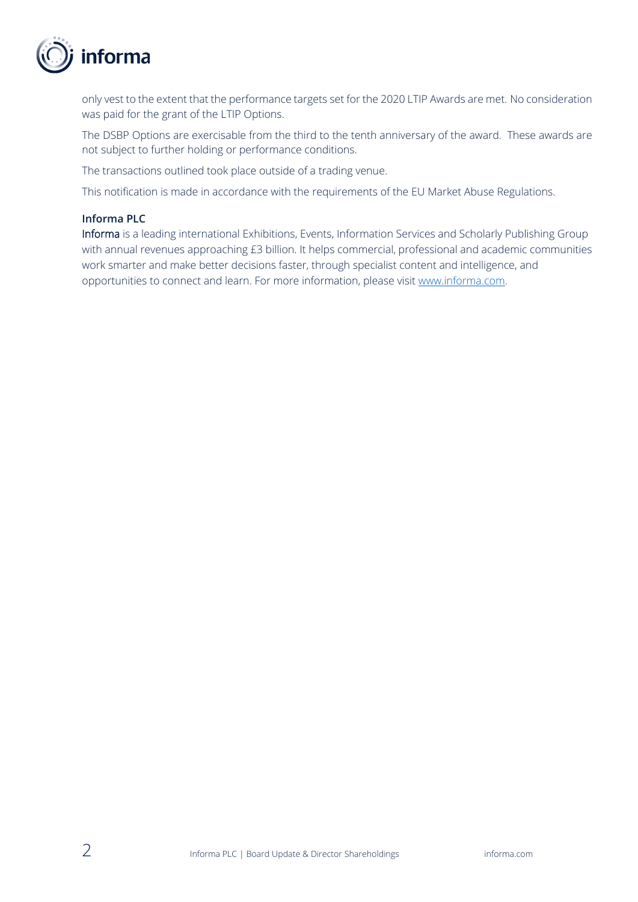only vest to the extent that the performance targets set for the 2020 LTIP Awards are met. No consideration was paid for the grant of the LTIP Options.

The DSBP Options are exercisable from the third to the tenth anniversary of the award. These awards are not subject to further holding or performance conditions.

The transactions outlined took place outside of a trading venue.

This notification is made in accordance with the requirements of the EU Market Abuse Regulations.

**Informa PLC**

Informa is a leading international Exhibitions, Events, Information Services and Scholarly Publishing Group with annual revenues approaching £3 billion. It helps commercial, professional and academic communities work smarter and make better decisions faster, through specialist content and intelligence, and opportunities to connect and learn. For more information, please visit [www.informa.com](http://www.informa.com).